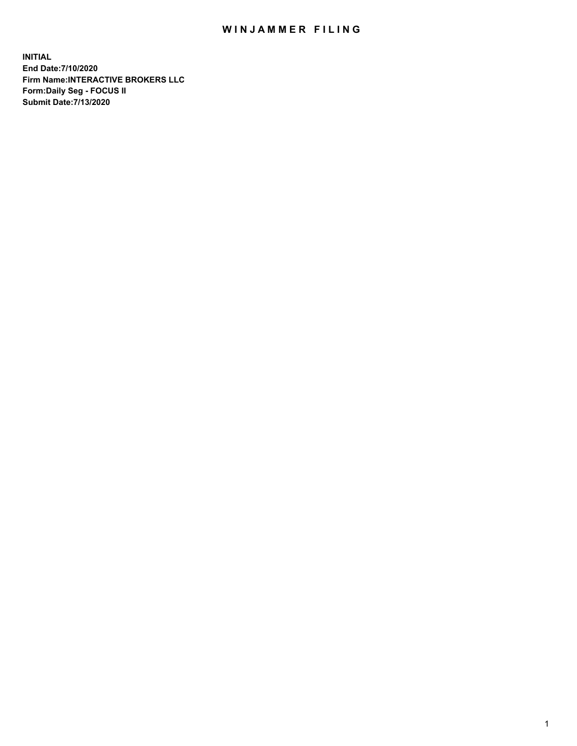# WINJAMMER FILING

**INITIAL**
**End Date:7/10/2020**
**Firm Name:INTERACTIVE BROKERS LLC**
**Form:Daily Seg - FOCUS II**
**Submit Date:7/13/2020**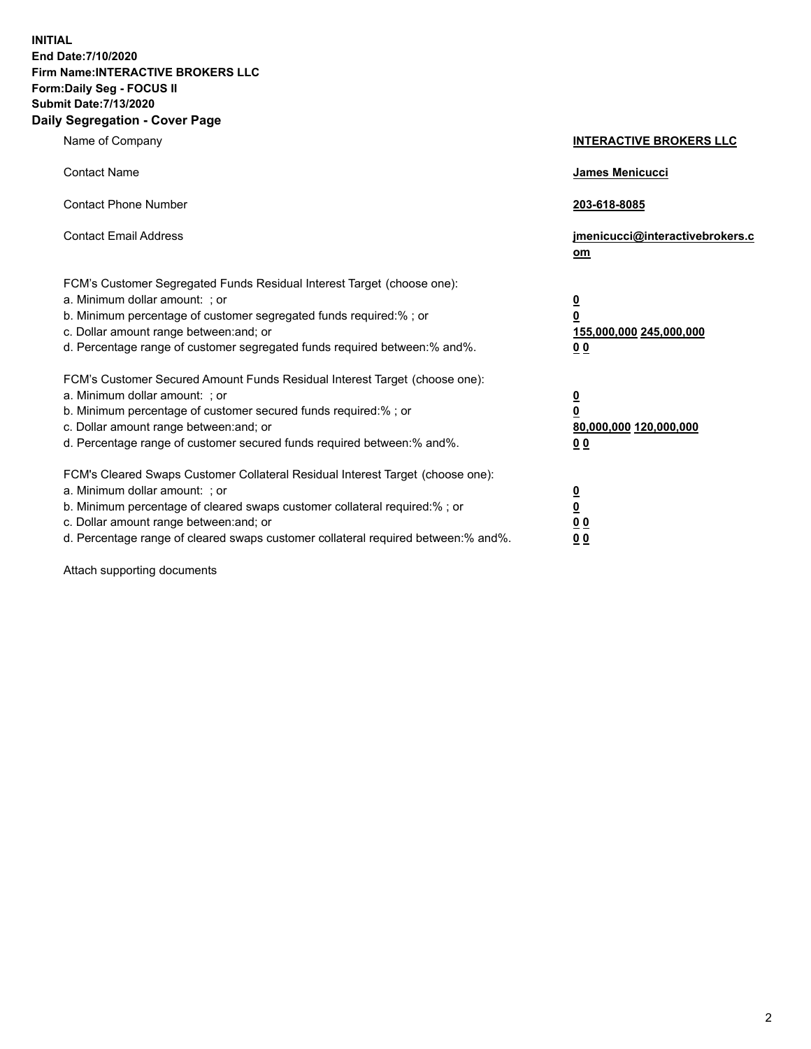**INITIAL**
**End Date:7/10/2020**
**Firm Name:INTERACTIVE BROKERS LLC**
**Form:Daily Seg - FOCUS II**
**Submit Date:7/13/2020**

**Daily Segregation - Cover Page**

| | |
|---|---|
| Name of Company | **INTERACTIVE BROKERS LLC** |
| Contact Name | **James Menicucci** |
| Contact Phone Number | **203-618-8085** |
| Contact Email Address | **jmenicucci@interactivebrokers.com** |

FCM's Customer Segregated Funds Residual Interest Target (choose one):

| | |
|---|---|
| a. Minimum dollar amount: ; or | **0** |
| b. Minimum percentage of customer segregated funds required:% ; or | **0** |
| c. Dollar amount range between:and; or | **155,000,000** **245,000,000** |
| d. Percentage range of customer segregated funds required between:% and%. | **0** **0** |

FCM's Customer Secured Amount Funds Residual Interest Target (choose one):

| | |
|---|---|
| a. Minimum dollar amount: ; or | **0** |
| b. Minimum percentage of customer secured funds required:% ; or | **0** |
| c. Dollar amount range between:and; or | **80,000,000** **120,000,000** |
| d. Percentage range of customer secured funds required between:% and%. | **0** **0** |

FCM's Cleared Swaps Customer Collateral Residual Interest Target (choose one):

| | |
|---|---|
| a. Minimum dollar amount: ; or | **0** |
| b. Minimum percentage of cleared swaps customer collateral required:% ; or | **0** |
| c. Dollar amount range between:and; or | **0** **0** |
| d. Percentage range of cleared swaps customer collateral required between:% and%. | **0** **0** |

Attach supporting documents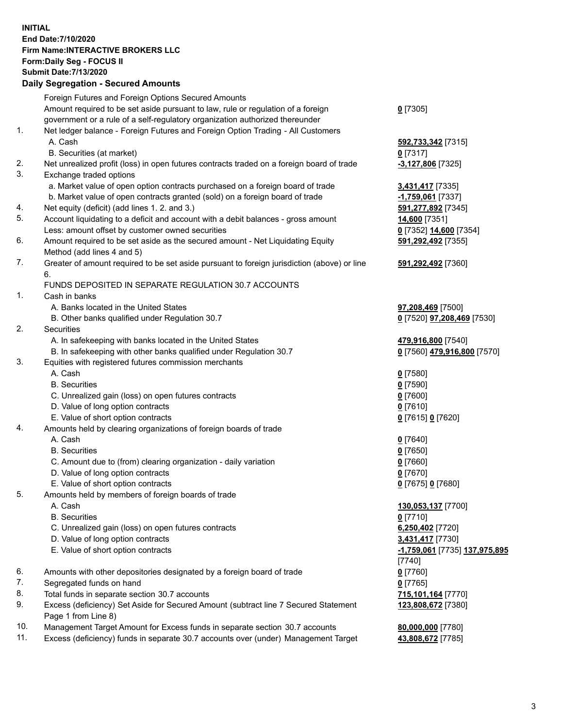**INITIAL**
**End Date:7/10/2020**
**Firm Name:INTERACTIVE BROKERS LLC**
**Form:Daily Seg - FOCUS II**
**Submit Date:7/13/2020**

## Daily Segregation - Secured Amounts

| | | |
|---|---|---|
| | Foreign Futures and Foreign Options Secured Amounts | |
| | Amount required to be set aside pursuant to law, rule or regulation of a foreign government or a rule of a self-regulatory organization authorized thereunder | **0** [7305] |
| 1. | Net ledger balance - Foreign Futures and Foreign Option Trading - All Customers | |
| | A. Cash | **592,733,342** [7315] |
| | B. Securities (at market) | **0** [7317] |
| 2. | Net unrealized profit (loss) in open futures contracts traded on a foreign board of trade | **-3,127,806** [7325] |
| 3. | Exchange traded options | |
| | a. Market value of open option contracts purchased on a foreign board of trade | **3,431,417** [7335] |
| | b. Market value of open contracts granted (sold) on a foreign board of trade | **-1,759,061** [7337] |
| 4. | Net equity (deficit) (add lines 1. 2. and 3.) | **591,277,892** [7345] |
| 5. | Account liquidating to a deficit and account with a debit balances - gross amount | **14,600** [7351] |
| | Less: amount offset by customer owned securities | **0** [7352] **14,600** [7354] |
| 6. | Amount required to be set aside as the secured amount - Net Liquidating Equity Method (add lines 4 and 5) | **591,292,492** [7355] |
| 7. | Greater of amount required to be set aside pursuant to foreign jurisdiction (above) or line 6. | **591,292,492** [7360] |
| | FUNDS DEPOSITED IN SEPARATE REGULATION 30.7 ACCOUNTS | |
| 1. | Cash in banks | |
| | A. Banks located in the United States | **97,208,469** [7500] |
| | B. Other banks qualified under Regulation 30.7 | **0** [7520] **97,208,469** [7530] |
| 2. | Securities | |
| | A. In safekeeping with banks located in the United States | **479,916,800** [7540] |
| | B. In safekeeping with other banks qualified under Regulation 30.7 | **0** [7560] **479,916,800** [7570] |
| 3. | Equities with registered futures commission merchants | |
| | A. Cash | **0** [7580] |
| | B. Securities | **0** [7590] |
| | C. Unrealized gain (loss) on open futures contracts | **0** [7600] |
| | D. Value of long option contracts | **0** [7610] |
| | E. Value of short option contracts | **0** [7615] **0** [7620] |
| 4. | Amounts held by clearing organizations of foreign boards of trade | |
| | A. Cash | **0** [7640] |
| | B. Securities | **0** [7650] |
| | C. Amount due to (from) clearing organization - daily variation | **0** [7660] |
| | D. Value of long option contracts | **0** [7670] |
| | E. Value of short option contracts | **0** [7675] **0** [7680] |
| 5. | Amounts held by members of foreign boards of trade | |
| | A. Cash | **130,053,137** [7700] |
| | B. Securities | **0** [7710] |
| | C. Unrealized gain (loss) on open futures contracts | **6,250,402** [7720] |
| | D. Value of long option contracts | **3,431,417** [7730] |
| | E. Value of short option contracts | **-1,759,061** [7735] **137,975,895** [7740] |
| 6. | Amounts with other depositories designated by a foreign board of trade | **0** [7760] |
| 7. | Segregated funds on hand | **0** [7765] |
| 8. | Total funds in separate section 30.7 accounts | **715,101,164** [7770] |
| 9. | Excess (deficiency) Set Aside for Secured Amount (subtract line 7 Secured Statement Page 1 from Line 8) | **123,808,672** [7380] |
| 10. | Management Target Amount for Excess funds in separate section 30.7 accounts | **80,000,000** [7780] |
| 11. | Excess (deficiency) funds in separate 30.7 accounts over (under) Management Target | **43,808,672** [7785] |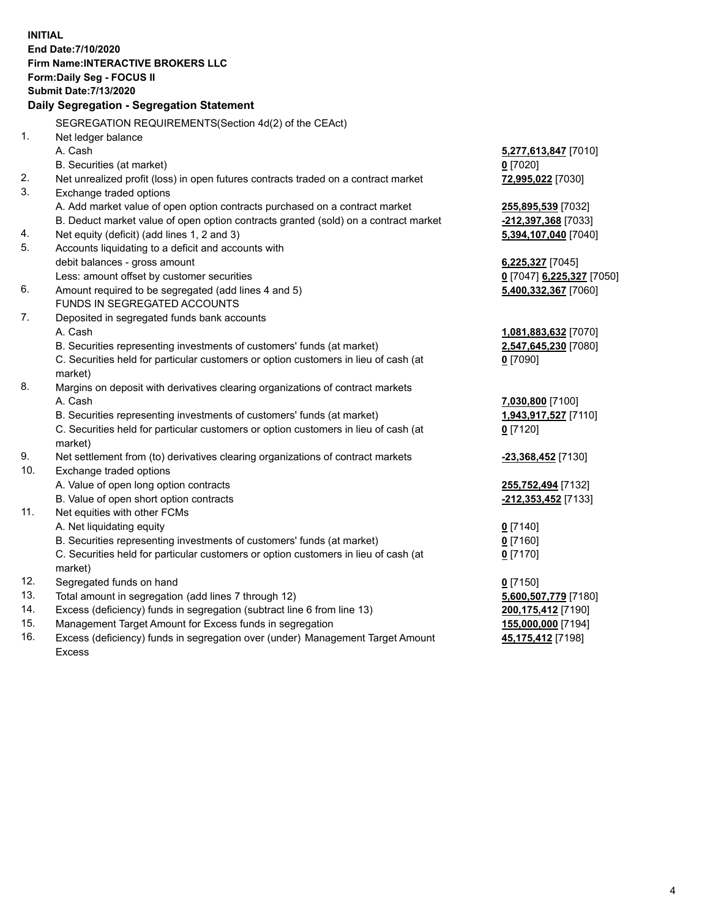**INITIAL**
**End Date:7/10/2020**
**Firm Name:INTERACTIVE BROKERS LLC**
**Form:Daily Seg - FOCUS II**
**Submit Date:7/13/2020**

**Daily Segregation - Segregation Statement**

SEGREGATION REQUIREMENTS(Section 4d(2) of the CEAct)

| | | |
|---|---|---|
| 1. | Net ledger balance | |
| | A. Cash | **5,277,613,847** [7010] |
| | B. Securities (at market) | **0** [7020] |
| 2. | Net unrealized profit (loss) in open futures contracts traded on a contract market | **72,995,022** [7030] |
| 3. | Exchange traded options | |
| | A. Add market value of open option contracts purchased on a contract market | **255,895,539** [7032] |
| | B. Deduct market value of open option contracts granted (sold) on a contract market | **-212,397,368** [7033] |
| 4. | Net equity (deficit) (add lines 1, 2 and 3) | **5,394,107,040** [7040] |
| 5. | Accounts liquidating to a deficit and accounts with debit balances - gross amount | **6,225,327** [7045] |
| | Less: amount offset by customer securities | **0** [7047] **6,225,327** [7050] |
| 6. | Amount required to be segregated (add lines 4 and 5) | **5,400,332,367** [7060] |
| | FUNDS IN SEGREGATED ACCOUNTS | |
| 7. | Deposited in segregated funds bank accounts | |
| | A. Cash | **1,081,883,632** [7070] |
| | B. Securities representing investments of customers' funds (at market) | **2,547,645,230** [7080] |
| | C. Securities held for particular customers or option customers in lieu of cash (at market) | **0** [7090] |
| 8. | Margins on deposit with derivatives clearing organizations of contract markets | |
| | A. Cash | **7,030,800** [7100] |
| | B. Securities representing investments of customers' funds (at market) | **1,943,917,527** [7110] |
| | C. Securities held for particular customers or option customers in lieu of cash (at market) | **0** [7120] |
| 9. | Net settlement from (to) derivatives clearing organizations of contract markets | **-23,368,452** [7130] |
| 10. | Exchange traded options | |
| | A. Value of open long option contracts | **255,752,494** [7132] |
| | B. Value of open short option contracts | **-212,353,452** [7133] |
| 11. | Net equities with other FCMs | |
| | A. Net liquidating equity | **0** [7140] |
| | B. Securities representing investments of customers' funds (at market) | **0** [7160] |
| | C. Securities held for particular customers or option customers in lieu of cash (at market) | **0** [7170] |
| 12. | Segregated funds on hand | **0** [7150] |
| 13. | Total amount in segregation (add lines 7 through 12) | **5,600,507,779** [7180] |
| 14. | Excess (deficiency) funds in segregation (subtract line 6 from line 13) | **200,175,412** [7190] |
| 15. | Management Target Amount for Excess funds in segregation | **155,000,000** [7194] |
| 16. | Excess (deficiency) funds in segregation over (under) Management Target Amount Excess | **45,175,412** [7198] |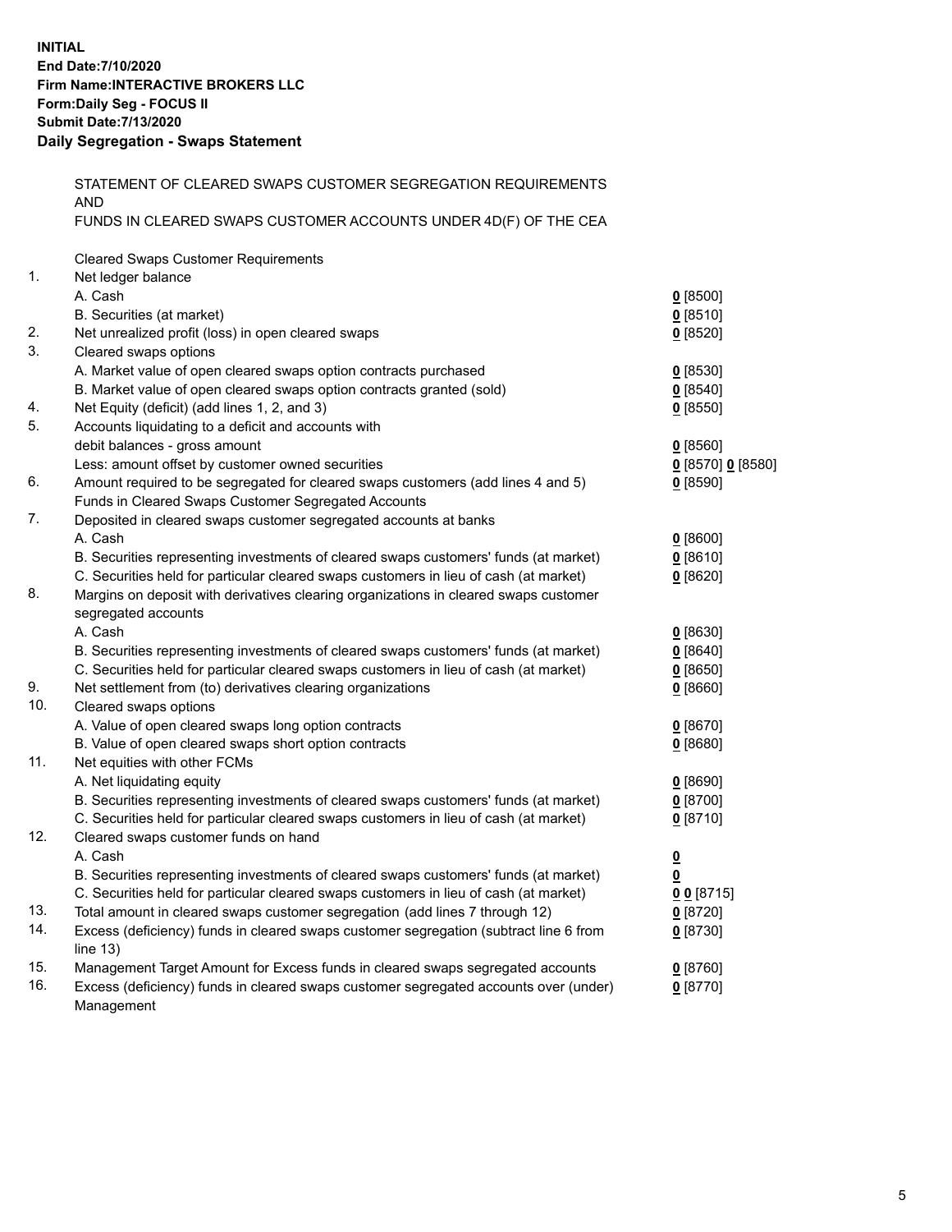**INITIAL**
**End Date:7/10/2020**
**Firm Name:INTERACTIVE BROKERS LLC**
**Form:Daily Seg - FOCUS II**
**Submit Date:7/13/2020**
**Daily Segregation - Swaps Statement**

STATEMENT OF CLEARED SWAPS CUSTOMER SEGREGATION REQUIREMENTS AND FUNDS IN CLEARED SWAPS CUSTOMER ACCOUNTS UNDER 4D(F) OF THE CEA

| | | |
|---|---|---|
| | Cleared Swaps Customer Requirements | |
| 1. | Net ledger balance | |
| | A. Cash | 0 [8500] |
| | B. Securities (at market) | 0 [8510] |
| 2. | Net unrealized profit (loss) in open cleared swaps | 0 [8520] |
| 3. | Cleared swaps options | |
| | A. Market value of open cleared swaps option contracts purchased | 0 [8530] |
| | B. Market value of open cleared swaps option contracts granted (sold) | 0 [8540] |
| 4. | Net Equity (deficit) (add lines 1, 2, and 3) | 0 [8550] |
| 5. | Accounts liquidating to a deficit and accounts with debit balances - gross amount | 0 [8560] |
| | Less: amount offset by customer owned securities | 0 [8570] 0 [8580] |
| 6. | Amount required to be segregated for cleared swaps customers (add lines 4 and 5) | 0 [8590] |
| | Funds in Cleared Swaps Customer Segregated Accounts | |
| 7. | Deposited in cleared swaps customer segregated accounts at banks | |
| | A. Cash | 0 [8600] |
| | B. Securities representing investments of cleared swaps customers' funds (at market) | 0 [8610] |
| | C. Securities held for particular cleared swaps customers in lieu of cash (at market) | 0 [8620] |
| 8. | Margins on deposit with derivatives clearing organizations in cleared swaps customer segregated accounts | |
| | A. Cash | 0 [8630] |
| | B. Securities representing investments of cleared swaps customers' funds (at market) | 0 [8640] |
| | C. Securities held for particular cleared swaps customers in lieu of cash (at market) | 0 [8650] |
| 9. | Net settlement from (to) derivatives clearing organizations | 0 [8660] |
| 10. | Cleared swaps options | |
| | A. Value of open cleared swaps long option contracts | 0 [8670] |
| | B. Value of open cleared swaps short option contracts | 0 [8680] |
| 11. | Net equities with other FCMs | |
| | A. Net liquidating equity | 0 [8690] |
| | B. Securities representing investments of cleared swaps customers' funds (at market) | 0 [8700] |
| | C. Securities held for particular cleared swaps customers in lieu of cash (at market) | 0 [8710] |
| 12. | Cleared swaps customer funds on hand | |
| | A. Cash | 0 |
| | B. Securities representing investments of cleared swaps customers' funds (at market) | 0 |
| | C. Securities held for particular cleared swaps customers in lieu of cash (at market) | 0 0 [8715] |
| 13. | Total amount in cleared swaps customer segregation (add lines 7 through 12) | 0 [8720] |
| 14. | Excess (deficiency) funds in cleared swaps customer segregation (subtract line 6 from line 13) | 0 [8730] |
| 15. | Management Target Amount for Excess funds in cleared swaps segregated accounts | 0 [8760] |
| 16. | Excess (deficiency) funds in cleared swaps customer segregated accounts over (under) Management | 0 [8770] |